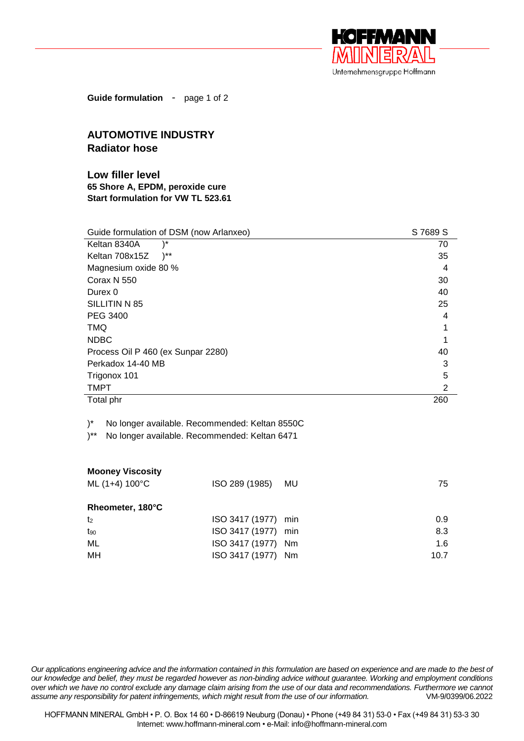**Guide formulation** - page 1 of 2

## AUTOMOTIVE INDUSTRY
## Radiator hose

### Low filler level
**65 Shore A, EPDM, peroxide cure**
**Start formulation for VW TL 523.61**

| Guide formulation of DSM (now Arlanxeo) | S 7689 S |
|---|---|
| Keltan 8340A )* | 70 |
| Keltan 708x15Z )** | 35 |
| Magnesium oxide 80 % | 4 |
| Corax N 550 | 30 |
| Durex 0 | 40 |
| SILLITIN N 85 | 25 |
| PEG 3400 | 4 |
| TMQ | 1 |
| NDBC | 1 |
| Process Oil P 460 (ex Sunpar 2280) | 40 |
| Perkadox 14-40 MB | 3 |
| Trigonox 101 | 5 |
| TMPT | 2 |
| Total phr | 260 |

)* No longer available. Recommended: Keltan 8550C

)** No longer available. Recommended: Keltan 6471

**Mooney Viscosity**

| | | | |
|---|---|---|---|
| ML (1+4) 100°C | ISO 289 (1985) | MU | 75 |

**Rheometer, 180°C**

| | | | |
|---|---|---|---|
| $t_2$ | ISO 3417 (1977) | min | 0.9 |
| $t_{90}$ | ISO 3417 (1977) | min | 8.3 |
| ML | ISO 3417 (1977) | Nm | 1.6 |
| MH | ISO 3417 (1977) | Nm | 10.7 |

*Our applications engineering advice and the information contained in this formulation are based on experience and are made to the best of our knowledge and belief, they must be regarded however as non-binding advice without guarantee. Working and employment conditions over which we have no control exclude any damage claim arising from the use of our data and recommendations. Furthermore we cannot assume any responsibility for patent infringements, which might result from the use of our information.* VM-9/0399/06.2022

HOFFMANN MINERAL GmbH • P. O. Box 14 60 • D-86619 Neuburg (Donau) • Phone (+49 84 31) 53-0 • Fax (+49 84 31) 53-3 30
Internet: www.hoffmann-mineral.com • e-Mail: info@hoffmann-mineral.com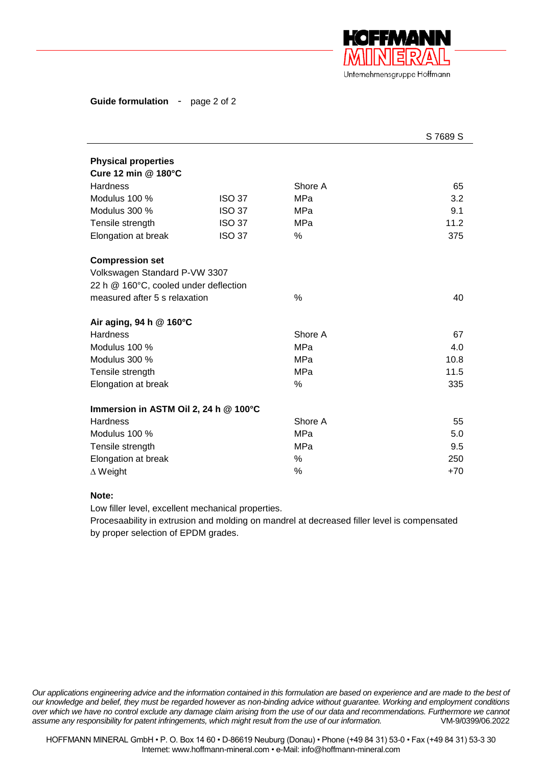**Guide formulation** - page 2 of 2

| | | | S 7689 S |
|---|---|---|---|
| **Physical properties** | | | |
| **Cure 12 min @ 180°C** | | | |
| Hardness | | Shore A | 65 |
| Modulus 100 % | ISO 37 | MPa | 3.2 |
| Modulus 300 % | ISO 37 | MPa | 9.1 |
| Tensile strength | ISO 37 | MPa | 11.2 |
| Elongation at break | ISO 37 | % | 375 |
| **Compression set** | | | |
| Volkswagen Standard P-VW 3307 | | | |
| 22 h @ 160°C, cooled under deflection | | | |
| measured after 5 s relaxation | | % | 40 |
| **Air aging, 94 h @ 160°C** | | | |
| Hardness | | Shore A | 67 |
| Modulus 100 % | | MPa | 4.0 |
| Modulus 300 % | | MPa | 10.8 |
| Tensile strength | | MPa | 11.5 |
| Elongation at break | | % | 335 |
| **Immersion in ASTM Oil 2, 24 h @ 100°C** | | | |
| Hardness | | Shore A | 55 |
| Modulus 100 % | | MPa | 5.0 |
| Tensile strength | | MPa | 9.5 |
| Elongation at break | | % | 250 |
| Δ Weight | | % | +70 |

**Note:**

Low filler level, excellent mechanical properties.
Procesaability in extrusion and molding on mandrel at decreased filler level is compensated by proper selection of EPDM grades.

*Our applications engineering advice and the information contained in this formulation are based on experience and are made to the best of our knowledge and belief, they must be regarded however as non-binding advice without guarantee. Working and employment conditions over which we have no control exclude any damage claim arising from the use of our data and recommendations. Furthermore we cannot assume any responsibility for patent infringements, which might result from the use of our information.* VM-9/0399/06.2022

HOFFMANN MINERAL GmbH • P. O. Box 14 60 • D-86619 Neuburg (Donau) • Phone (+49 84 31) 53-0 • Fax (+49 84 31) 53-3 30
Internet: www.hoffmann-mineral.com • e-Mail: info@hoffmann-mineral.com